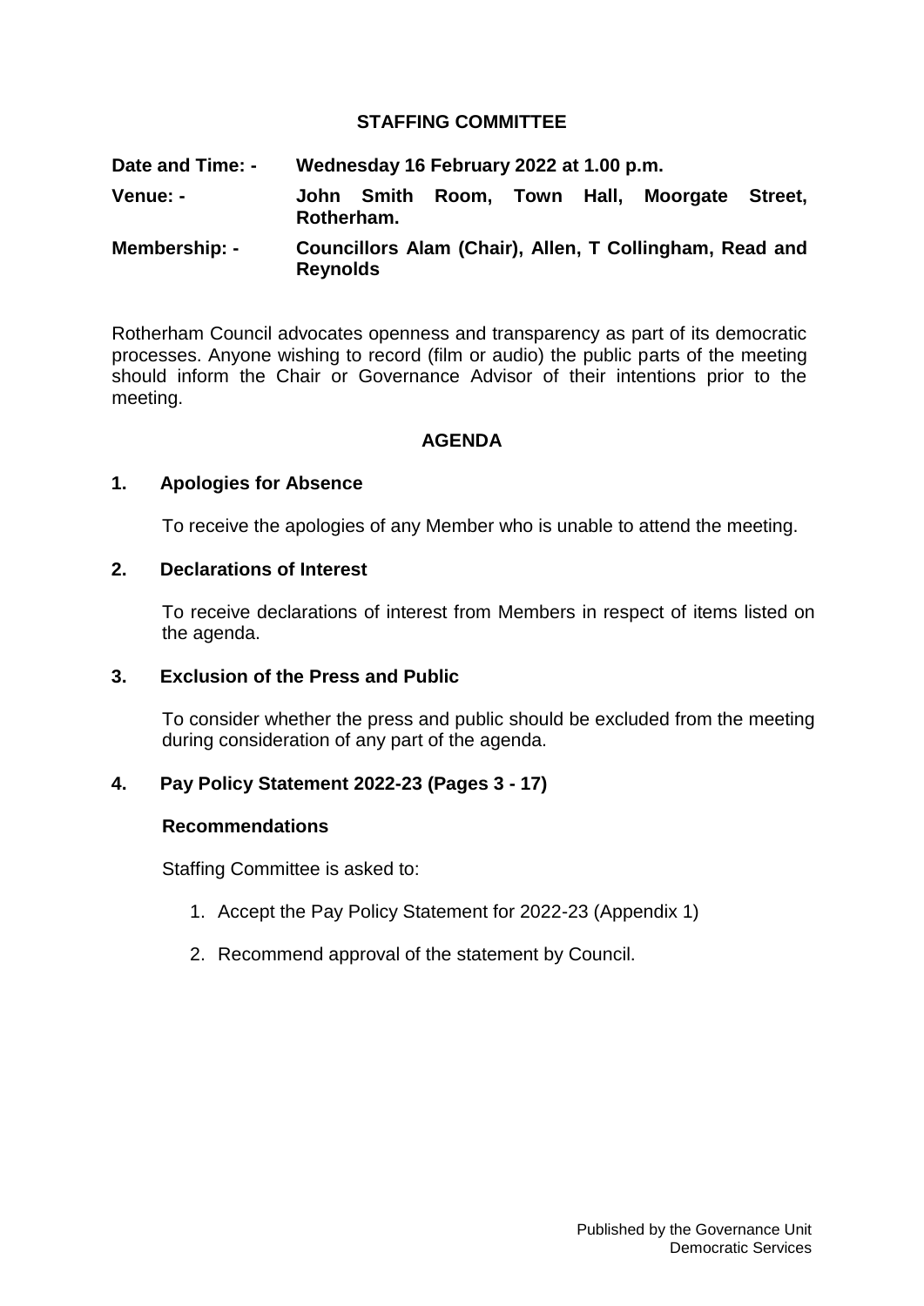# STAFFING COMMITTEE

**Date and Time: -** **Wednesday 16 February 2022 at 1.00 p.m.**

**Venue: -** **John Smith Room, Town Hall, Moorgate Street, Rotherham.**

**Membership: -** **Councillors Alam (Chair), Allen, T Collingham, Read and Reynolds**

Rotherham Council advocates openness and transparency as part of its democratic processes. Anyone wishing to record (film or audio) the public parts of the meeting should inform the Chair or Governance Advisor of their intentions prior to the meeting.

## AGENDA

### 1. Apologies for Absence

To receive the apologies of any Member who is unable to attend the meeting.

### 2. Declarations of Interest

To receive declarations of interest from Members in respect of items listed on the agenda.

### 3. Exclusion of the Press and Public

To consider whether the press and public should be excluded from the meeting during consideration of any part of the agenda.

### 4. Pay Policy Statement 2022-23 (Pages 3 - 17)

**Recommendations**

Staffing Committee is asked to:

1. Accept the Pay Policy Statement for 2022-23 (Appendix 1)
2. Recommend approval of the statement by Council.

Published by the Governance Unit
Democratic Services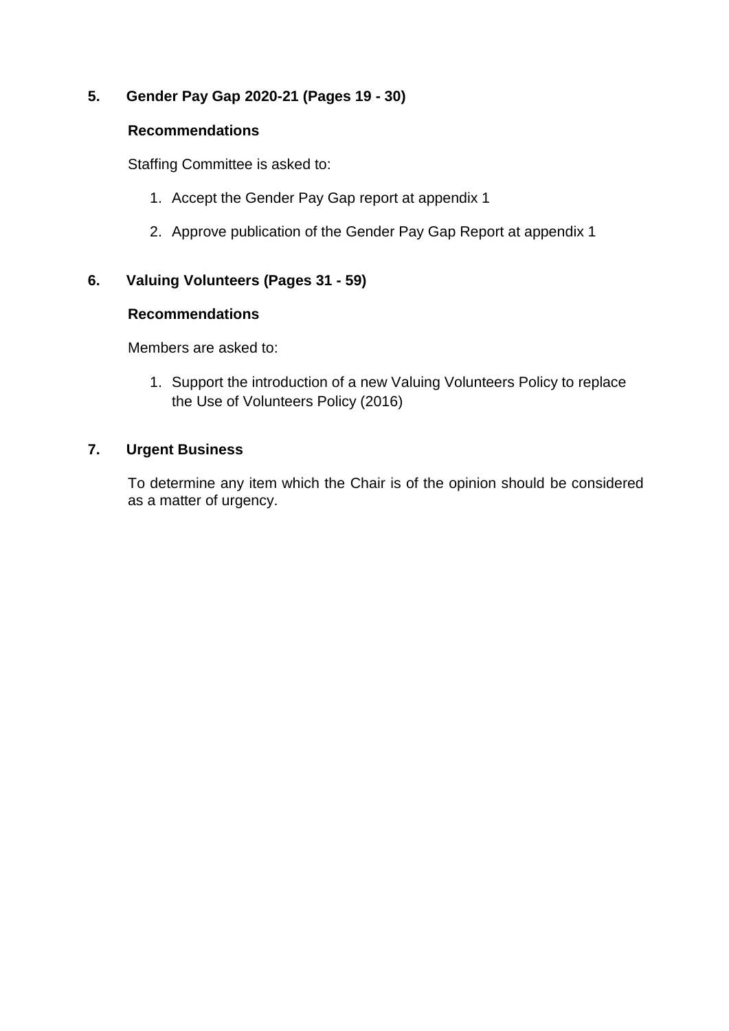**5. Gender Pay Gap 2020-21 (Pages 19 - 30)**

**Recommendations**

Staffing Committee is asked to:

1. Accept the Gender Pay Gap report at appendix 1
2. Approve publication of the Gender Pay Gap Report at appendix 1

**6. Valuing Volunteers (Pages 31 - 59)**

**Recommendations**

Members are asked to:

1. Support the introduction of a new Valuing Volunteers Policy to replace the Use of Volunteers Policy (2016)

**7. Urgent Business**

To determine any item which the Chair is of the opinion should be considered as a matter of urgency.